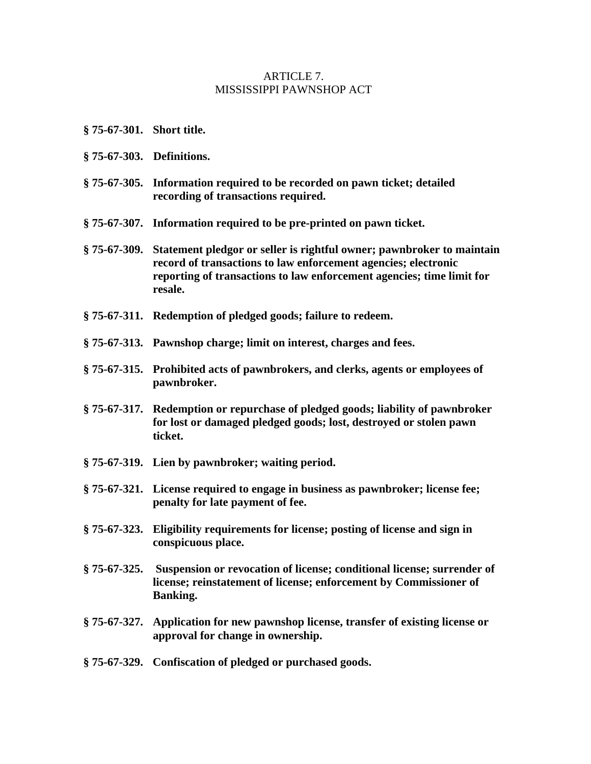# ARTICLE 7.
# MISSISSIPPI PAWNSHOP ACT

**§ 75-67-301. Short title.**

**§ 75-67-303. Definitions.**

**§ 75-67-305. Information required to be recorded on pawn ticket; detailed recording of transactions required.**

**§ 75-67-307. Information required to be pre-printed on pawn ticket.**

**§ 75-67-309. Statement pledgor or seller is rightful owner; pawnbroker to maintain record of transactions to law enforcement agencies; electronic reporting of transactions to law enforcement agencies; time limit for resale.**

**§ 75-67-311. Redemption of pledged goods; failure to redeem.**

**§ 75-67-313. Pawnshop charge; limit on interest, charges and fees.**

**§ 75-67-315. Prohibited acts of pawnbrokers, and clerks, agents or employees of pawnbroker.**

**§ 75-67-317. Redemption or repurchase of pledged goods; liability of pawnbroker for lost or damaged pledged goods; lost, destroyed or stolen pawn ticket.**

**§ 75-67-319. Lien by pawnbroker; waiting period.**

**§ 75-67-321. License required to engage in business as pawnbroker; license fee; penalty for late payment of fee.**

**§ 75-67-323. Eligibility requirements for license; posting of license and sign in conspicuous place.**

**§ 75-67-325. Suspension or revocation of license; conditional license; surrender of license; reinstatement of license; enforcement by Commissioner of Banking.**

**§ 75-67-327. Application for new pawnshop license, transfer of existing license or approval for change in ownership.**

**§ 75-67-329. Confiscation of pledged or purchased goods.**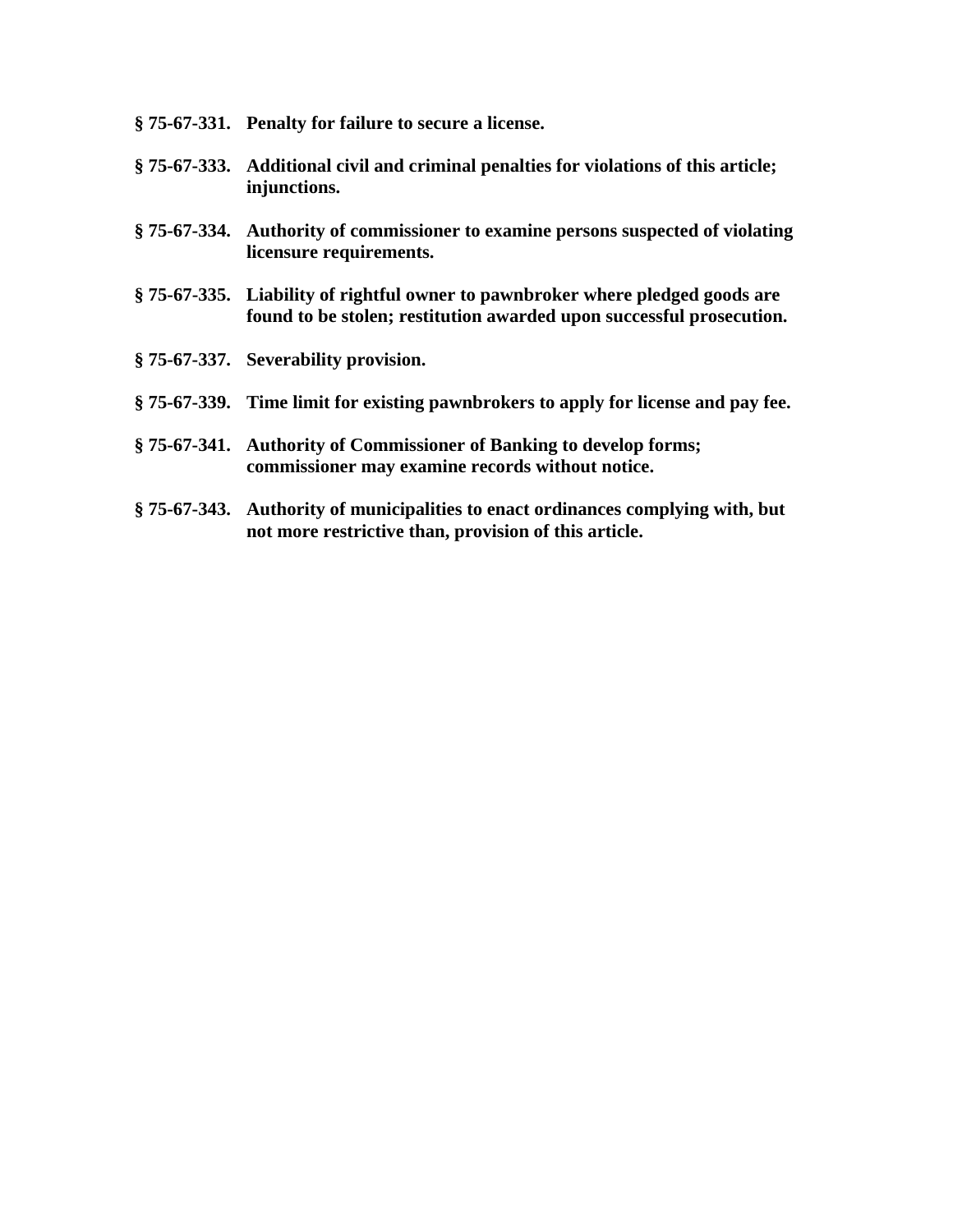**§ 75-67-331. Penalty for failure to secure a license.**

**§ 75-67-333. Additional civil and criminal penalties for violations of this article; injunctions.**

**§ 75-67-334. Authority of commissioner to examine persons suspected of violating licensure requirements.**

**§ 75-67-335. Liability of rightful owner to pawnbroker where pledged goods are found to be stolen; restitution awarded upon successful prosecution.**

**§ 75-67-337. Severability provision.**

**§ 75-67-339. Time limit for existing pawnbrokers to apply for license and pay fee.**

**§ 75-67-341. Authority of Commissioner of Banking to develop forms; commissioner may examine records without notice.**

**§ 75-67-343. Authority of municipalities to enact ordinances complying with, but not more restrictive than, provision of this article.**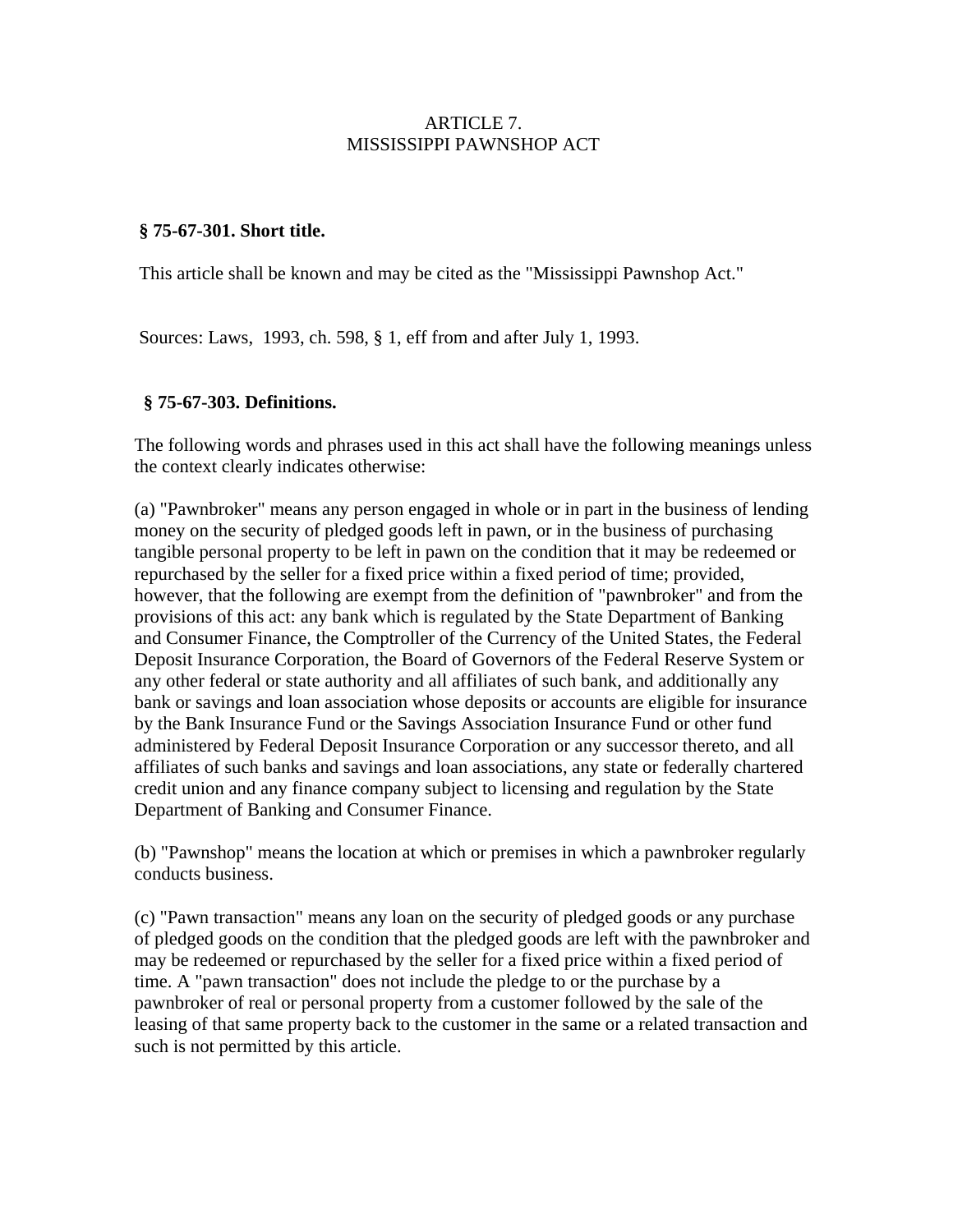# ARTICLE 7.
# MISSISSIPPI PAWNSHOP ACT

### § 75-67-301. Short title.

This article shall be known and may be cited as the "Mississippi Pawnshop Act."

Sources: Laws, 1993, ch. 598, § 1, eff from and after July 1, 1993.

### § 75-67-303. Definitions.

The following words and phrases used in this act shall have the following meanings unless the context clearly indicates otherwise:

(a) "Pawnbroker" means any person engaged in whole or in part in the business of lending money on the security of pledged goods left in pawn, or in the business of purchasing tangible personal property to be left in pawn on the condition that it may be redeemed or repurchased by the seller for a fixed price within a fixed period of time; provided, however, that the following are exempt from the definition of "pawnbroker" and from the provisions of this act: any bank which is regulated by the State Department of Banking and Consumer Finance, the Comptroller of the Currency of the United States, the Federal Deposit Insurance Corporation, the Board of Governors of the Federal Reserve System or any other federal or state authority and all affiliates of such bank, and additionally any bank or savings and loan association whose deposits or accounts are eligible for insurance by the Bank Insurance Fund or the Savings Association Insurance Fund or other fund administered by Federal Deposit Insurance Corporation or any successor thereto, and all affiliates of such banks and savings and loan associations, any state or federally chartered credit union and any finance company subject to licensing and regulation by the State Department of Banking and Consumer Finance.

(b) "Pawnshop" means the location at which or premises in which a pawnbroker regularly conducts business.

(c) "Pawn transaction" means any loan on the security of pledged goods or any purchase of pledged goods on the condition that the pledged goods are left with the pawnbroker and may be redeemed or repurchased by the seller for a fixed price within a fixed period of time. A "pawn transaction" does not include the pledge to or the purchase by a pawnbroker of real or personal property from a customer followed by the sale of the leasing of that same property back to the customer in the same or a related transaction and such is not permitted by this article.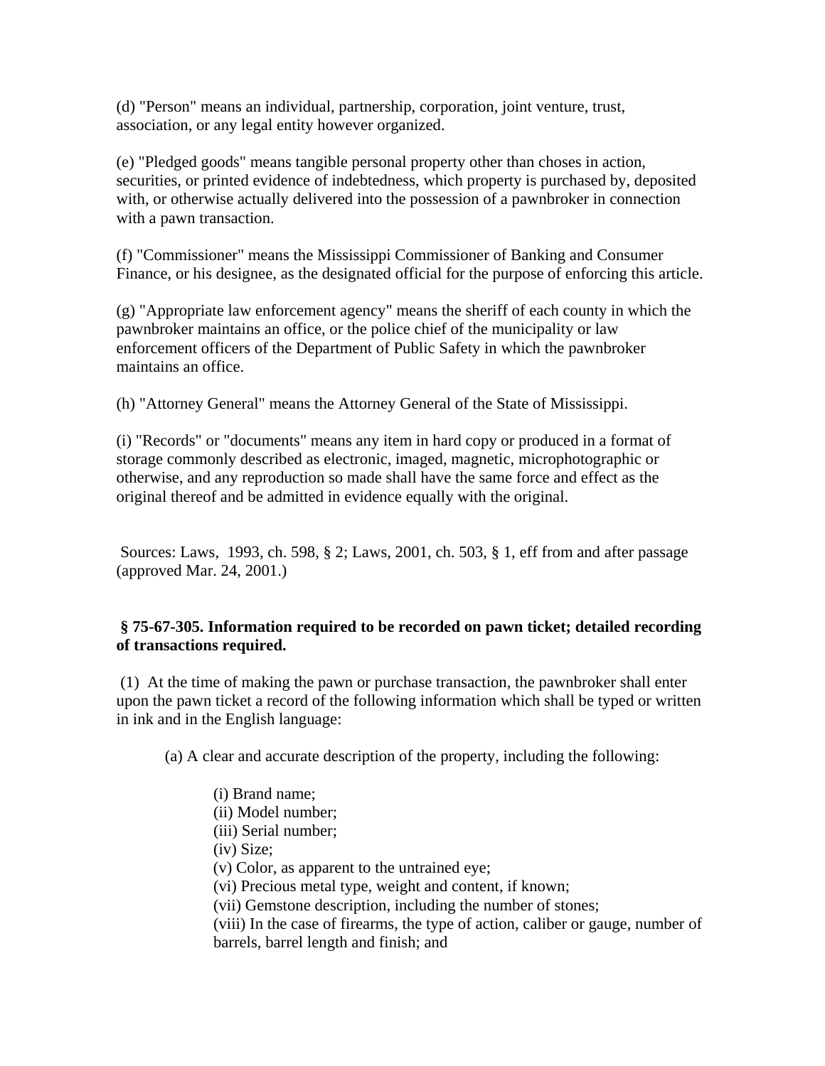(d) "Person" means an individual, partnership, corporation, joint venture, trust, association, or any legal entity however organized.

(e) "Pledged goods" means tangible personal property other than choses in action, securities, or printed evidence of indebtedness, which property is purchased by, deposited with, or otherwise actually delivered into the possession of a pawnbroker in connection with a pawn transaction.

(f) "Commissioner" means the Mississippi Commissioner of Banking and Consumer Finance, or his designee, as the designated official for the purpose of enforcing this article.

(g) "Appropriate law enforcement agency" means the sheriff of each county in which the pawnbroker maintains an office, or the police chief of the municipality or law enforcement officers of the Department of Public Safety in which the pawnbroker maintains an office.

(h) "Attorney General" means the Attorney General of the State of Mississippi.

(i) "Records" or "documents" means any item in hard copy or produced in a format of storage commonly described as electronic, imaged, magnetic, microphotographic or otherwise, and any reproduction so made shall have the same force and effect as the original thereof and be admitted in evidence equally with the original.

Sources: Laws, 1993, ch. 598, § 2; Laws, 2001, ch. 503, § 1, eff from and after passage (approved Mar. 24, 2001.)

### § 75-67-305. Information required to be recorded on pawn ticket; detailed recording of transactions required.

(1) At the time of making the pawn or purchase transaction, the pawnbroker shall enter upon the pawn ticket a record of the following information which shall be typed or written in ink and in the English language:

(a) A clear and accurate description of the property, including the following:

(i) Brand name;
(ii) Model number;
(iii) Serial number;
(iv) Size;
(v) Color, as apparent to the untrained eye;
(vi) Precious metal type, weight and content, if known;
(vii) Gemstone description, including the number of stones;
(viii) In the case of firearms, the type of action, caliber or gauge, number of barrels, barrel length and finish; and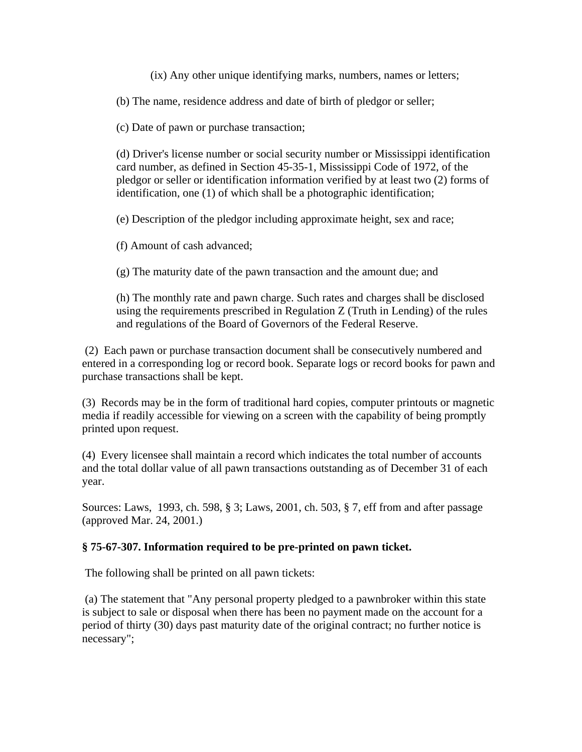(ix) Any other unique identifying marks, numbers, names or letters;

(b) The name, residence address and date of birth of pledgor or seller;

(c) Date of pawn or purchase transaction;

(d) Driver's license number or social security number or Mississippi identification card number, as defined in Section 45-35-1, Mississippi Code of 1972, of the pledgor or seller or identification information verified by at least two (2) forms of identification, one (1) of which shall be a photographic identification;

(e) Description of the pledgor including approximate height, sex and race;

(f) Amount of cash advanced;

(g) The maturity date of the pawn transaction and the amount due; and

(h) The monthly rate and pawn charge. Such rates and charges shall be disclosed using the requirements prescribed in Regulation Z (Truth in Lending) of the rules and regulations of the Board of Governors of the Federal Reserve.

(2) Each pawn or purchase transaction document shall be consecutively numbered and entered in a corresponding log or record book. Separate logs or record books for pawn and purchase transactions shall be kept.

(3) Records may be in the form of traditional hard copies, computer printouts or magnetic media if readily accessible for viewing on a screen with the capability of being promptly printed upon request.

(4) Every licensee shall maintain a record which indicates the total number of accounts and the total dollar value of all pawn transactions outstanding as of December 31 of each year.

Sources: Laws, 1993, ch. 598, § 3; Laws, 2001, ch. 503, § 7, eff from and after passage (approved Mar. 24, 2001.)

**§ 75-67-307. Information required to be pre-printed on pawn ticket.**

The following shall be printed on all pawn tickets:

(a) The statement that "Any personal property pledged to a pawnbroker within this state is subject to sale or disposal when there has been no payment made on the account for a period of thirty (30) days past maturity date of the original contract; no further notice is necessary";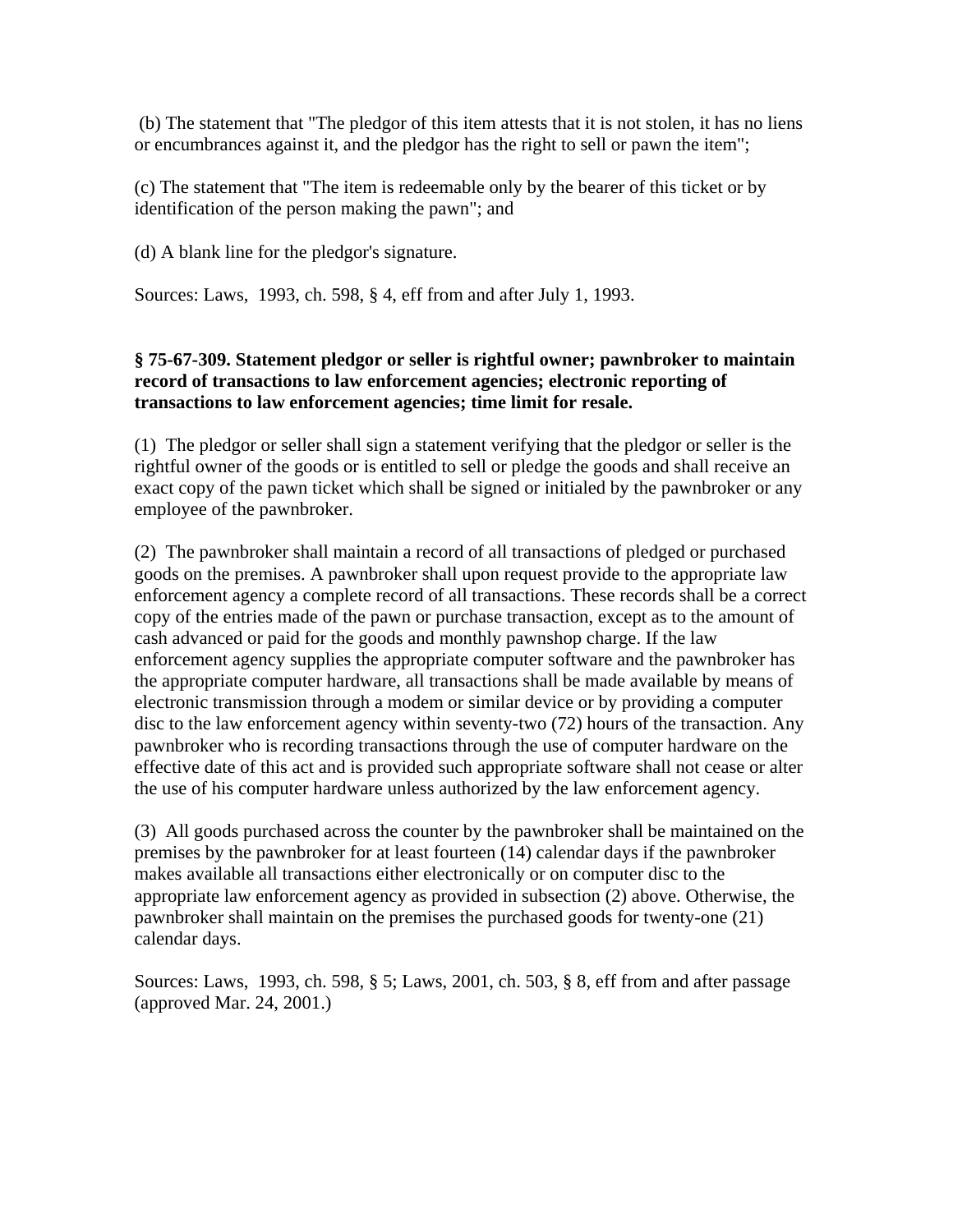(b) The statement that "The pledgor of this item attests that it is not stolen, it has no liens or encumbrances against it, and the pledgor has the right to sell or pawn the item";

(c) The statement that "The item is redeemable only by the bearer of this ticket or by identification of the person making the pawn"; and

(d) A blank line for the pledgor's signature.

Sources: Laws, 1993, ch. 598, § 4, eff from and after July 1, 1993.

**§ 75-67-309. Statement pledgor or seller is rightful owner; pawnbroker to maintain record of transactions to law enforcement agencies; electronic reporting of transactions to law enforcement agencies; time limit for resale.**

(1) The pledgor or seller shall sign a statement verifying that the pledgor or seller is the rightful owner of the goods or is entitled to sell or pledge the goods and shall receive an exact copy of the pawn ticket which shall be signed or initialed by the pawnbroker or any employee of the pawnbroker.

(2) The pawnbroker shall maintain a record of all transactions of pledged or purchased goods on the premises. A pawnbroker shall upon request provide to the appropriate law enforcement agency a complete record of all transactions. These records shall be a correct copy of the entries made of the pawn or purchase transaction, except as to the amount of cash advanced or paid for the goods and monthly pawnshop charge. If the law enforcement agency supplies the appropriate computer software and the pawnbroker has the appropriate computer hardware, all transactions shall be made available by means of electronic transmission through a modem or similar device or by providing a computer disc to the law enforcement agency within seventy-two (72) hours of the transaction. Any pawnbroker who is recording transactions through the use of computer hardware on the effective date of this act and is provided such appropriate software shall not cease or alter the use of his computer hardware unless authorized by the law enforcement agency.

(3) All goods purchased across the counter by the pawnbroker shall be maintained on the premises by the pawnbroker for at least fourteen (14) calendar days if the pawnbroker makes available all transactions either electronically or on computer disc to the appropriate law enforcement agency as provided in subsection (2) above. Otherwise, the pawnbroker shall maintain on the premises the purchased goods for twenty-one (21) calendar days.

Sources: Laws, 1993, ch. 598, § 5; Laws, 2001, ch. 503, § 8, eff from and after passage (approved Mar. 24, 2001.)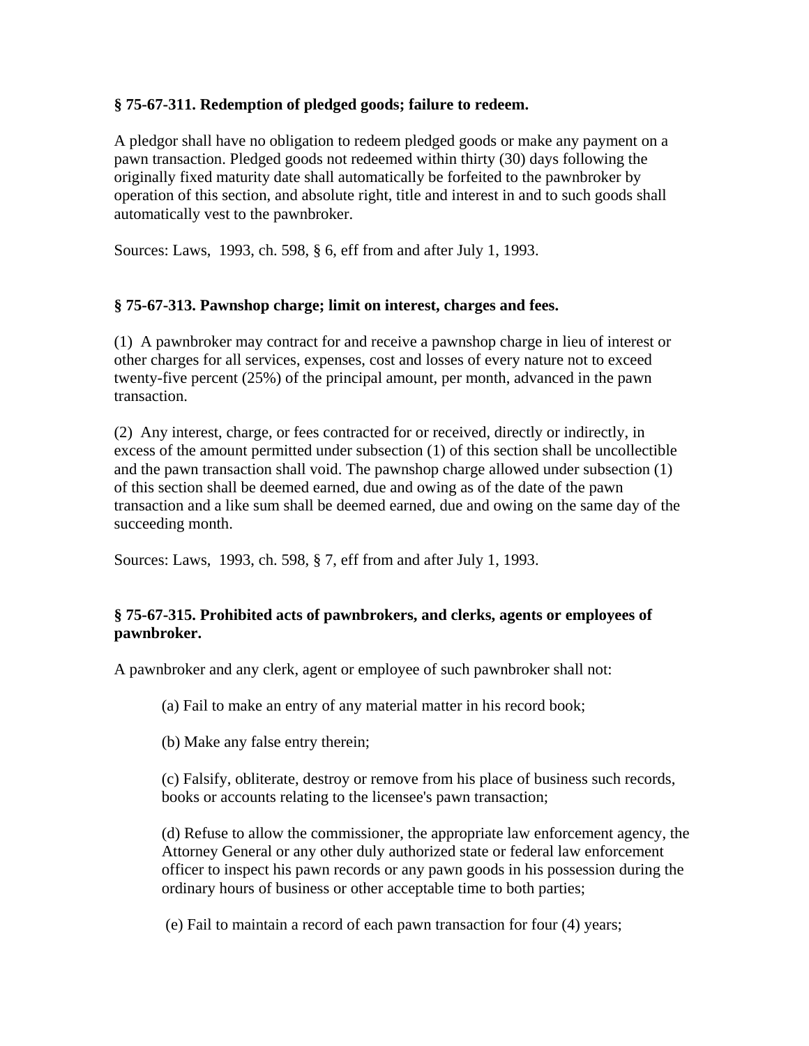**§ 75-67-311. Redemption of pledged goods; failure to redeem.**

A pledgor shall have no obligation to redeem pledged goods or make any payment on a pawn transaction. Pledged goods not redeemed within thirty (30) days following the originally fixed maturity date shall automatically be forfeited to the pawnbroker by operation of this section, and absolute right, title and interest in and to such goods shall automatically vest to the pawnbroker.

Sources: Laws, 1993, ch. 598, § 6, eff from and after July 1, 1993.

**§ 75-67-313. Pawnshop charge; limit on interest, charges and fees.**

(1) A pawnbroker may contract for and receive a pawnshop charge in lieu of interest or other charges for all services, expenses, cost and losses of every nature not to exceed twenty-five percent (25%) of the principal amount, per month, advanced in the pawn transaction.

(2) Any interest, charge, or fees contracted for or received, directly or indirectly, in excess of the amount permitted under subsection (1) of this section shall be uncollectible and the pawn transaction shall void. The pawnshop charge allowed under subsection (1) of this section shall be deemed earned, due and owing as of the date of the pawn transaction and a like sum shall be deemed earned, due and owing on the same day of the succeeding month.

Sources: Laws, 1993, ch. 598, § 7, eff from and after July 1, 1993.

**§ 75-67-315. Prohibited acts of pawnbrokers, and clerks, agents or employees of pawnbroker.**

A pawnbroker and any clerk, agent or employee of such pawnbroker shall not:

(a) Fail to make an entry of any material matter in his record book;

(b) Make any false entry therein;

(c) Falsify, obliterate, destroy or remove from his place of business such records, books or accounts relating to the licensee's pawn transaction;

(d) Refuse to allow the commissioner, the appropriate law enforcement agency, the Attorney General or any other duly authorized state or federal law enforcement officer to inspect his pawn records or any pawn goods in his possession during the ordinary hours of business or other acceptable time to both parties;

(e) Fail to maintain a record of each pawn transaction for four (4) years;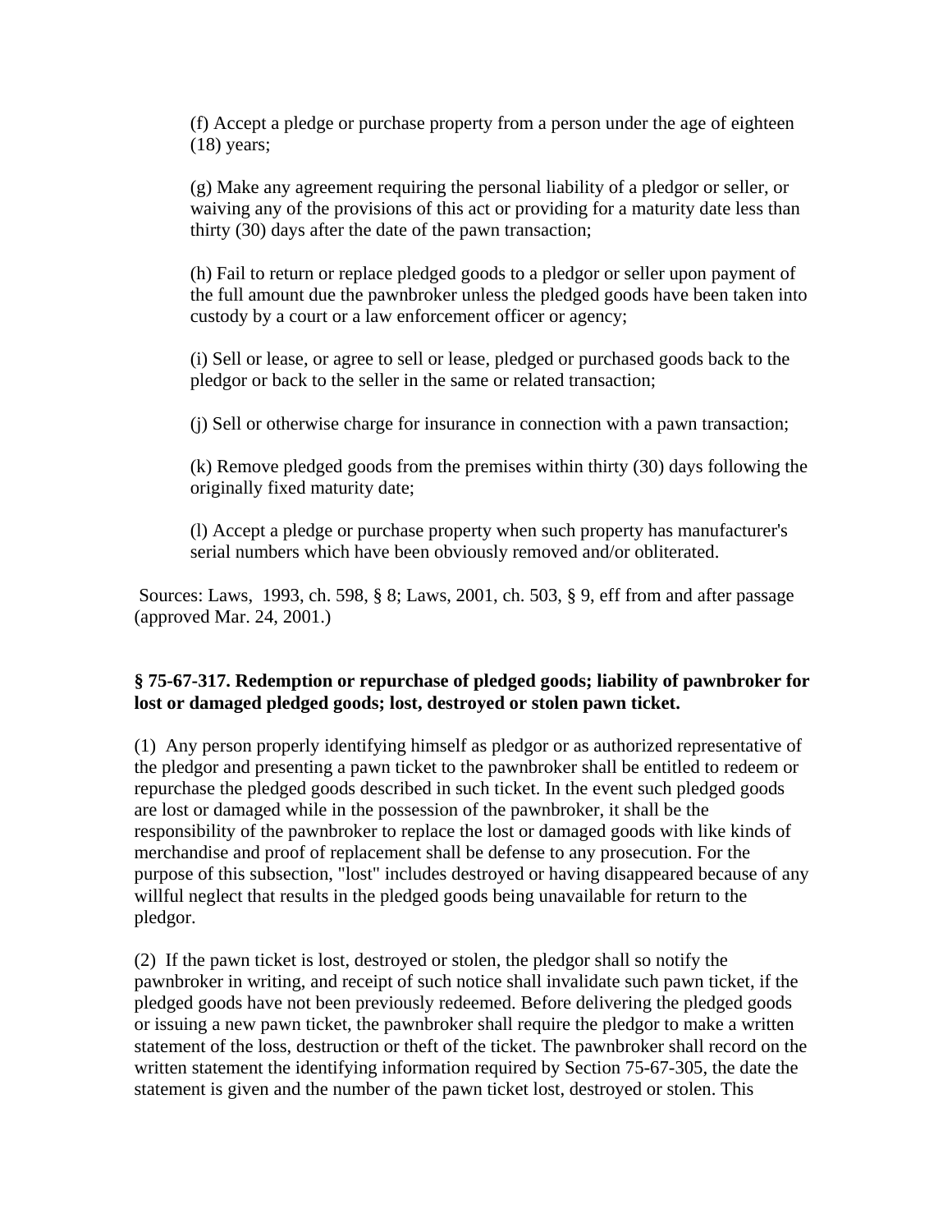(f) Accept a pledge or purchase property from a person under the age of eighteen (18) years;

(g) Make any agreement requiring the personal liability of a pledgor or seller, or waiving any of the provisions of this act or providing for a maturity date less than thirty (30) days after the date of the pawn transaction;

(h) Fail to return or replace pledged goods to a pledgor or seller upon payment of the full amount due the pawnbroker unless the pledged goods have been taken into custody by a court or a law enforcement officer or agency;

(i) Sell or lease, or agree to sell or lease, pledged or purchased goods back to the pledgor or back to the seller in the same or related transaction;

(j) Sell or otherwise charge for insurance in connection with a pawn transaction;

(k) Remove pledged goods from the premises within thirty (30) days following the originally fixed maturity date;

(l) Accept a pledge or purchase property when such property has manufacturer's serial numbers which have been obviously removed and/or obliterated.

Sources: Laws, 1993, ch. 598, § 8; Laws, 2001, ch. 503, § 9, eff from and after passage (approved Mar. 24, 2001.)

**§ 75-67-317. Redemption or repurchase of pledged goods; liability of pawnbroker for lost or damaged pledged goods; lost, destroyed or stolen pawn ticket.**

(1) Any person properly identifying himself as pledgor or as authorized representative of the pledgor and presenting a pawn ticket to the pawnbroker shall be entitled to redeem or repurchase the pledged goods described in such ticket. In the event such pledged goods are lost or damaged while in the possession of the pawnbroker, it shall be the responsibility of the pawnbroker to replace the lost or damaged goods with like kinds of merchandise and proof of replacement shall be defense to any prosecution. For the purpose of this subsection, "lost" includes destroyed or having disappeared because of any willful neglect that results in the pledged goods being unavailable for return to the pledgor.

(2) If the pawn ticket is lost, destroyed or stolen, the pledgor shall so notify the pawnbroker in writing, and receipt of such notice shall invalidate such pawn ticket, if the pledged goods have not been previously redeemed. Before delivering the pledged goods or issuing a new pawn ticket, the pawnbroker shall require the pledgor to make a written statement of the loss, destruction or theft of the ticket. The pawnbroker shall record on the written statement the identifying information required by Section 75-67-305, the date the statement is given and the number of the pawn ticket lost, destroyed or stolen. This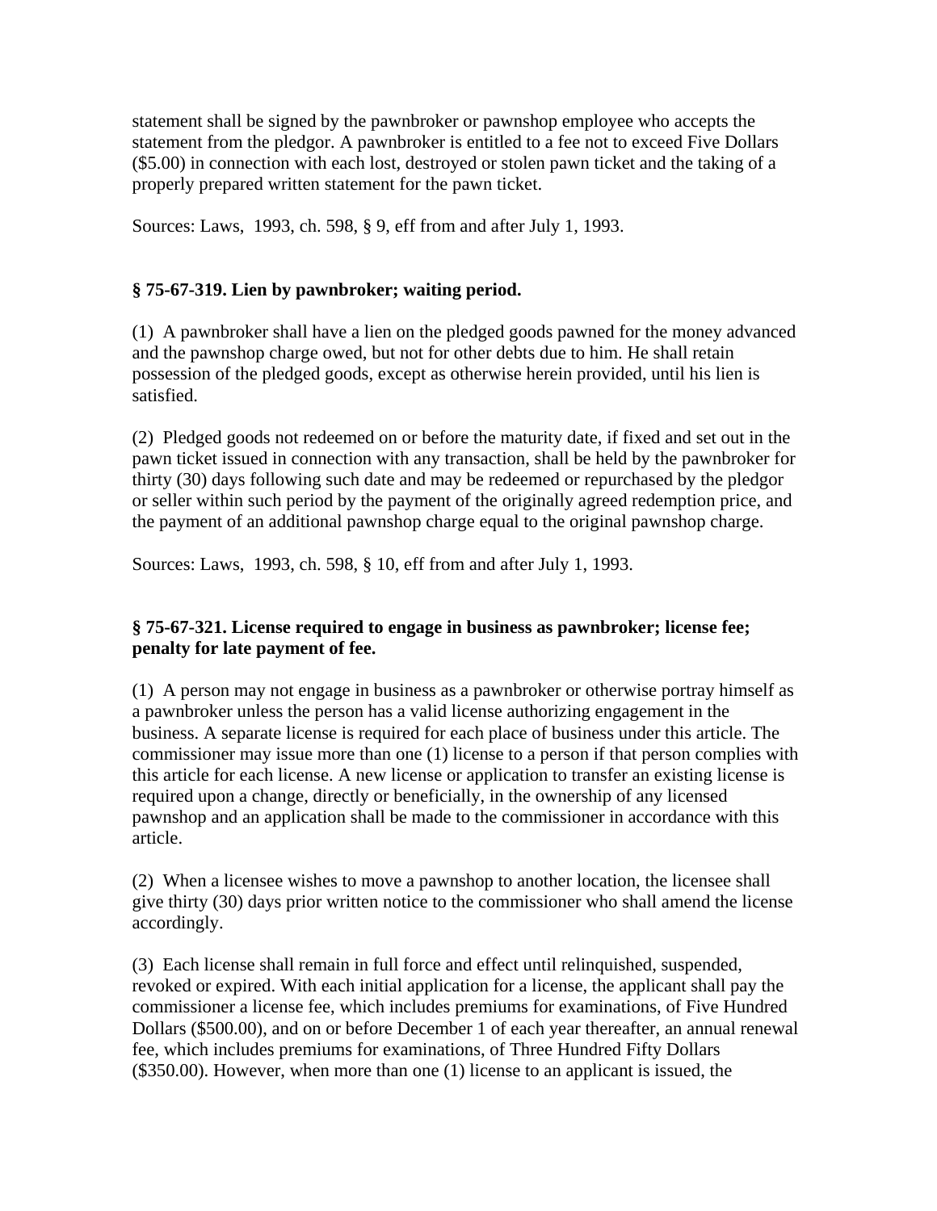statement shall be signed by the pawnbroker or pawnshop employee who accepts the statement from the pledgor. A pawnbroker is entitled to a fee not to exceed Five Dollars ($5.00) in connection with each lost, destroyed or stolen pawn ticket and the taking of a properly prepared written statement for the pawn ticket.

Sources: Laws, 1993, ch. 598, § 9, eff from and after July 1, 1993.

**§ 75-67-319. Lien by pawnbroker; waiting period.**

(1) A pawnbroker shall have a lien on the pledged goods pawned for the money advanced and the pawnshop charge owed, but not for other debts due to him. He shall retain possession of the pledged goods, except as otherwise herein provided, until his lien is satisfied.

(2) Pledged goods not redeemed on or before the maturity date, if fixed and set out in the pawn ticket issued in connection with any transaction, shall be held by the pawnbroker for thirty (30) days following such date and may be redeemed or repurchased by the pledgor or seller within such period by the payment of the originally agreed redemption price, and the payment of an additional pawnshop charge equal to the original pawnshop charge.

Sources: Laws, 1993, ch. 598, § 10, eff from and after July 1, 1993.

**§ 75-67-321. License required to engage in business as pawnbroker; license fee; penalty for late payment of fee.**

(1) A person may not engage in business as a pawnbroker or otherwise portray himself as a pawnbroker unless the person has a valid license authorizing engagement in the business. A separate license is required for each place of business under this article. The commissioner may issue more than one (1) license to a person if that person complies with this article for each license. A new license or application to transfer an existing license is required upon a change, directly or beneficially, in the ownership of any licensed pawnshop and an application shall be made to the commissioner in accordance with this article.

(2) When a licensee wishes to move a pawnshop to another location, the licensee shall give thirty (30) days prior written notice to the commissioner who shall amend the license accordingly.

(3) Each license shall remain in full force and effect until relinquished, suspended, revoked or expired. With each initial application for a license, the applicant shall pay the commissioner a license fee, which includes premiums for examinations, of Five Hundred Dollars ($500.00), and on or before December 1 of each year thereafter, an annual renewal fee, which includes premiums for examinations, of Three Hundred Fifty Dollars ($350.00). However, when more than one (1) license to an applicant is issued, the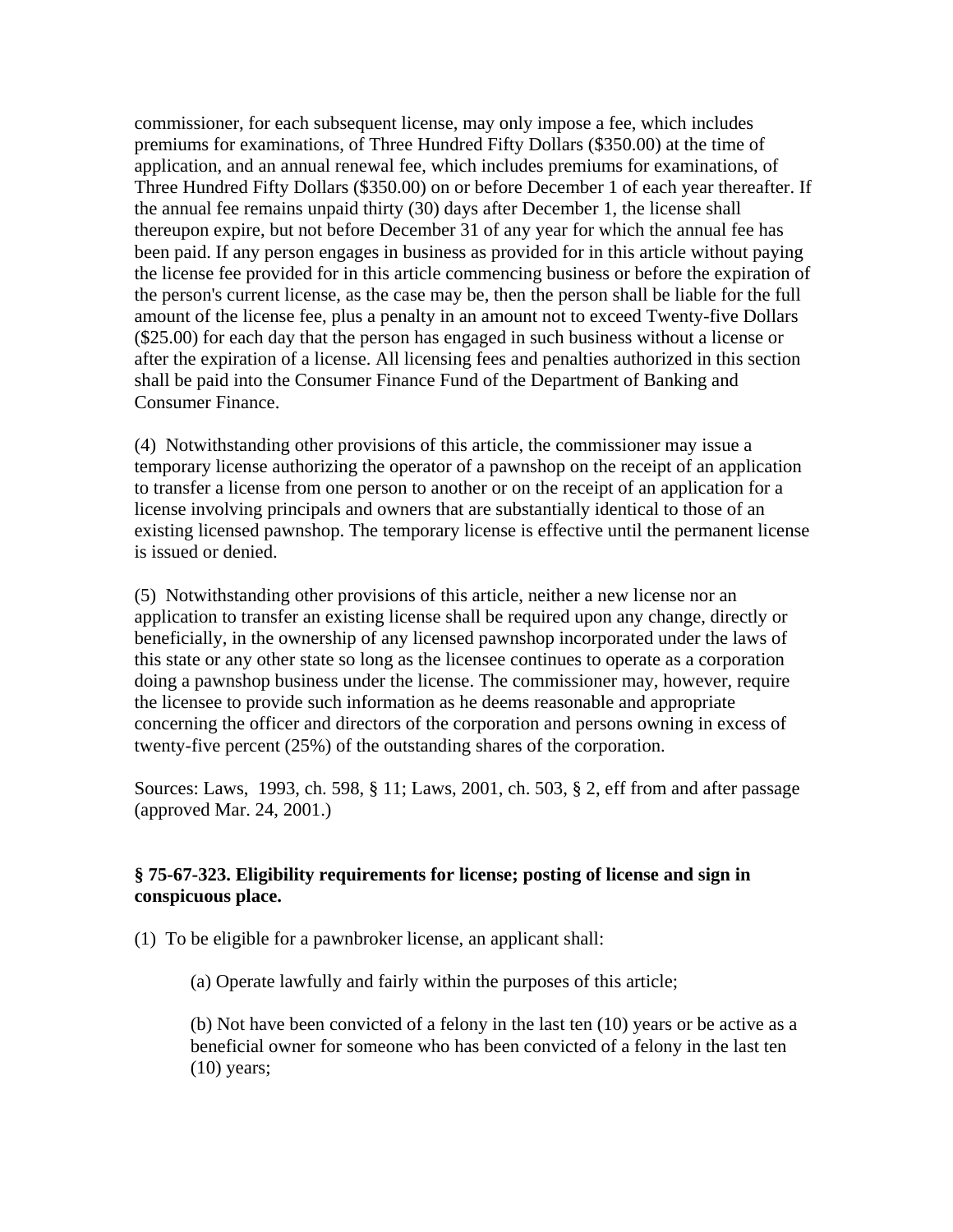commissioner, for each subsequent license, may only impose a fee, which includes premiums for examinations, of Three Hundred Fifty Dollars ($350.00) at the time of application, and an annual renewal fee, which includes premiums for examinations, of Three Hundred Fifty Dollars ($350.00) on or before December 1 of each year thereafter. If the annual fee remains unpaid thirty (30) days after December 1, the license shall thereupon expire, but not before December 31 of any year for which the annual fee has been paid. If any person engages in business as provided for in this article without paying the license fee provided for in this article commencing business or before the expiration of the person's current license, as the case may be, then the person shall be liable for the full amount of the license fee, plus a penalty in an amount not to exceed Twenty-five Dollars ($25.00) for each day that the person has engaged in such business without a license or after the expiration of a license. All licensing fees and penalties authorized in this section shall be paid into the Consumer Finance Fund of the Department of Banking and Consumer Finance.

(4) Notwithstanding other provisions of this article, the commissioner may issue a temporary license authorizing the operator of a pawnshop on the receipt of an application to transfer a license from one person to another or on the receipt of an application for a license involving principals and owners that are substantially identical to those of an existing licensed pawnshop. The temporary license is effective until the permanent license is issued or denied.

(5) Notwithstanding other provisions of this article, neither a new license nor an application to transfer an existing license shall be required upon any change, directly or beneficially, in the ownership of any licensed pawnshop incorporated under the laws of this state or any other state so long as the licensee continues to operate as a corporation doing a pawnshop business under the license. The commissioner may, however, require the licensee to provide such information as he deems reasonable and appropriate concerning the officer and directors of the corporation and persons owning in excess of twenty-five percent (25%) of the outstanding shares of the corporation.

Sources: Laws, 1993, ch. 598, § 11; Laws, 2001, ch. 503, § 2, eff from and after passage (approved Mar. 24, 2001.)

**§ 75-67-323. Eligibility requirements for license; posting of license and sign in conspicuous place.**

(1) To be eligible for a pawnbroker license, an applicant shall:

(a) Operate lawfully and fairly within the purposes of this article;

(b) Not have been convicted of a felony in the last ten (10) years or be active as a beneficial owner for someone who has been convicted of a felony in the last ten (10) years;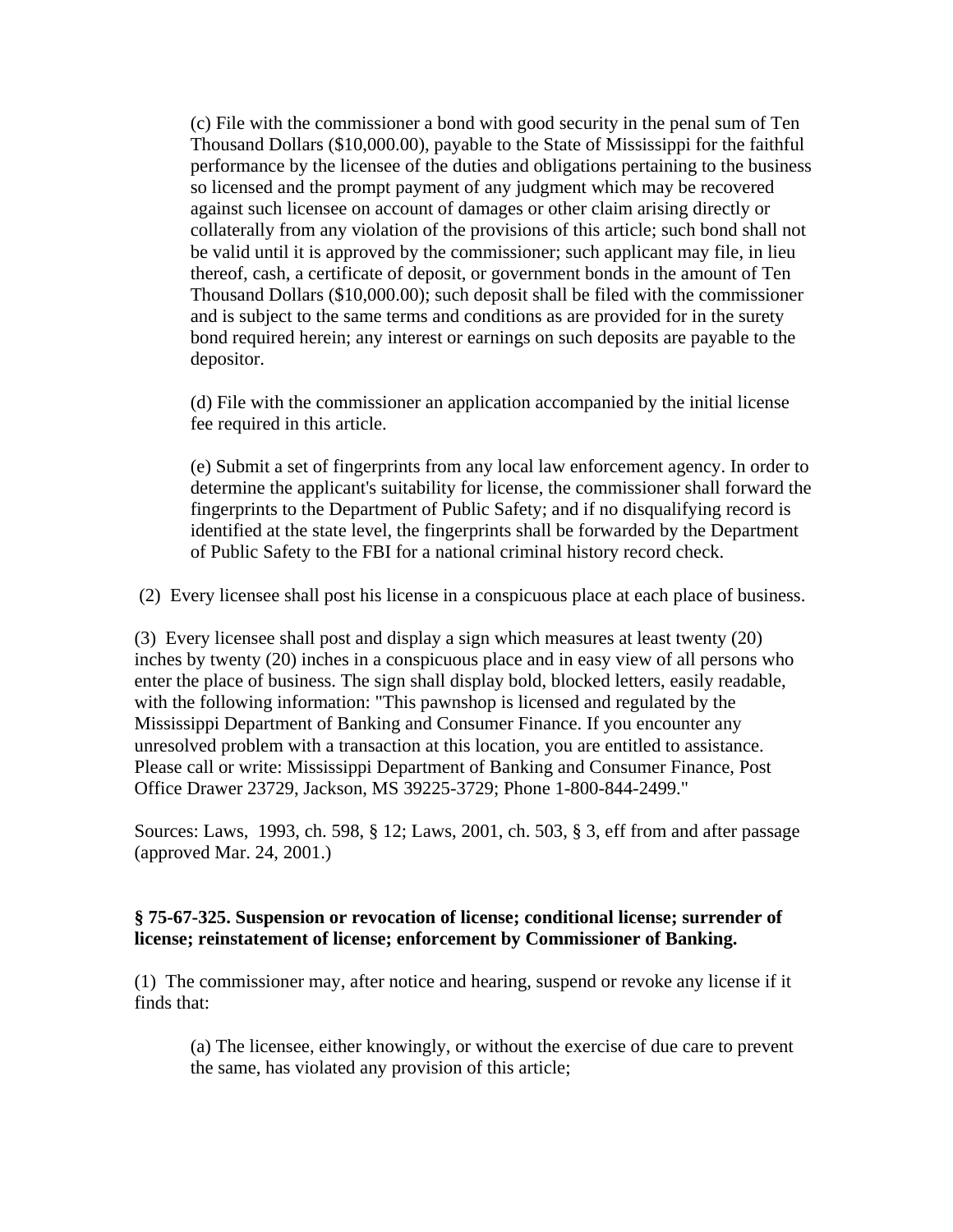(c) File with the commissioner a bond with good security in the penal sum of Ten Thousand Dollars ($10,000.00), payable to the State of Mississippi for the faithful performance by the licensee of the duties and obligations pertaining to the business so licensed and the prompt payment of any judgment which may be recovered against such licensee on account of damages or other claim arising directly or collaterally from any violation of the provisions of this article; such bond shall not be valid until it is approved by the commissioner; such applicant may file, in lieu thereof, cash, a certificate of deposit, or government bonds in the amount of Ten Thousand Dollars ($10,000.00); such deposit shall be filed with the commissioner and is subject to the same terms and conditions as are provided for in the surety bond required herein; any interest or earnings on such deposits are payable to the depositor.

(d) File with the commissioner an application accompanied by the initial license fee required in this article.

(e) Submit a set of fingerprints from any local law enforcement agency. In order to determine the applicant's suitability for license, the commissioner shall forward the fingerprints to the Department of Public Safety; and if no disqualifying record is identified at the state level, the fingerprints shall be forwarded by the Department of Public Safety to the FBI for a national criminal history record check.

(2) Every licensee shall post his license in a conspicuous place at each place of business.

(3) Every licensee shall post and display a sign which measures at least twenty (20) inches by twenty (20) inches in a conspicuous place and in easy view of all persons who enter the place of business. The sign shall display bold, blocked letters, easily readable, with the following information: "This pawnshop is licensed and regulated by the Mississippi Department of Banking and Consumer Finance. If you encounter any unresolved problem with a transaction at this location, you are entitled to assistance. Please call or write: Mississippi Department of Banking and Consumer Finance, Post Office Drawer 23729, Jackson, MS 39225-3729; Phone 1-800-844-2499."

Sources: Laws, 1993, ch. 598, § 12; Laws, 2001, ch. 503, § 3, eff from and after passage (approved Mar. 24, 2001.)

**§ 75-67-325. Suspension or revocation of license; conditional license; surrender of license; reinstatement of license; enforcement by Commissioner of Banking.**

(1) The commissioner may, after notice and hearing, suspend or revoke any license if it finds that:

(a) The licensee, either knowingly, or without the exercise of due care to prevent the same, has violated any provision of this article;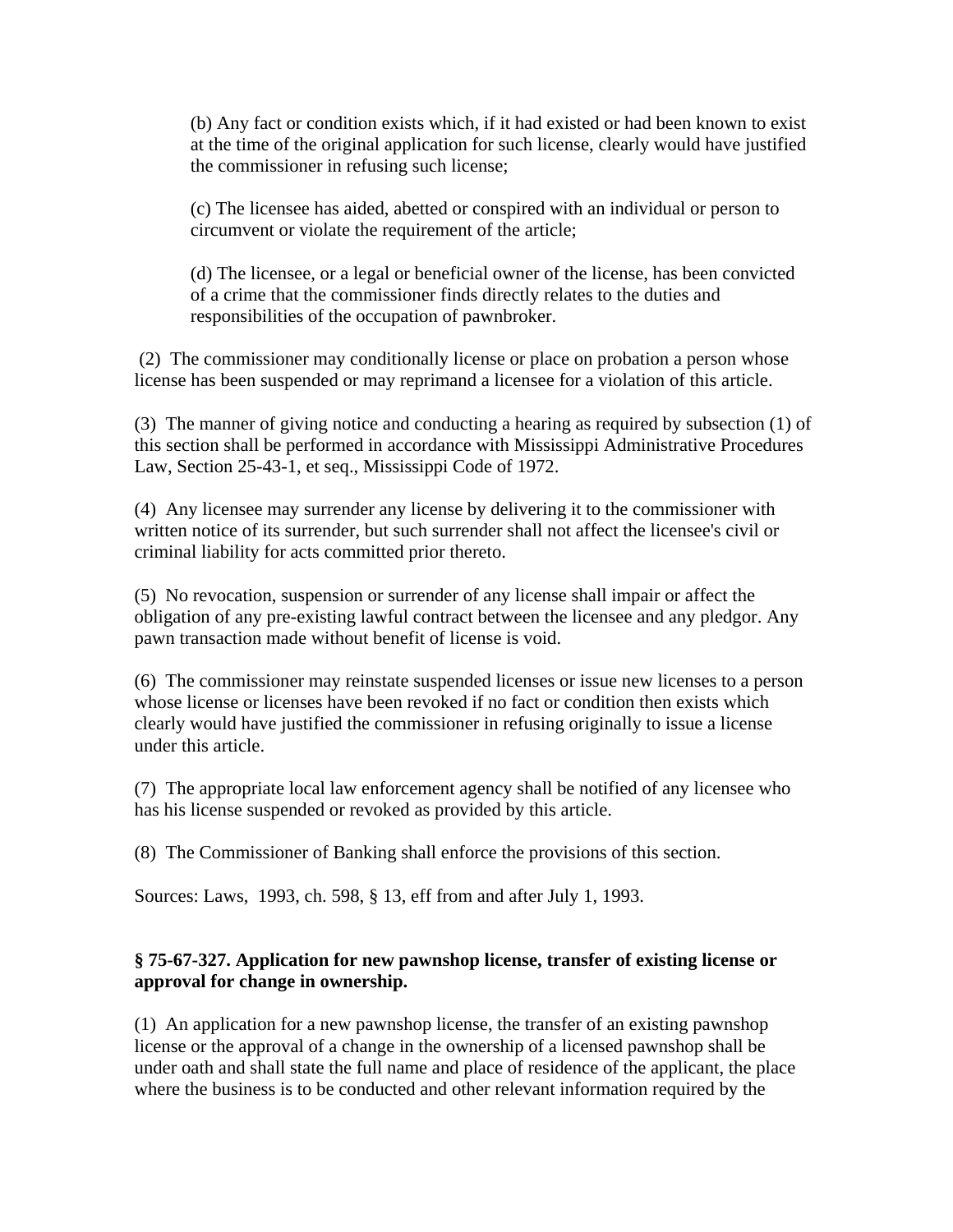(b) Any fact or condition exists which, if it had existed or had been known to exist at the time of the original application for such license, clearly would have justified the commissioner in refusing such license;

(c) The licensee has aided, abetted or conspired with an individual or person to circumvent or violate the requirement of the article;

(d) The licensee, or a legal or beneficial owner of the license, has been convicted of a crime that the commissioner finds directly relates to the duties and responsibilities of the occupation of pawnbroker.

(2) The commissioner may conditionally license or place on probation a person whose license has been suspended or may reprimand a licensee for a violation of this article.

(3) The manner of giving notice and conducting a hearing as required by subsection (1) of this section shall be performed in accordance with Mississippi Administrative Procedures Law, Section 25-43-1, et seq., Mississippi Code of 1972.

(4) Any licensee may surrender any license by delivering it to the commissioner with written notice of its surrender, but such surrender shall not affect the licensee's civil or criminal liability for acts committed prior thereto.

(5) No revocation, suspension or surrender of any license shall impair or affect the obligation of any pre-existing lawful contract between the licensee and any pledgor. Any pawn transaction made without benefit of license is void.

(6) The commissioner may reinstate suspended licenses or issue new licenses to a person whose license or licenses have been revoked if no fact or condition then exists which clearly would have justified the commissioner in refusing originally to issue a license under this article.

(7) The appropriate local law enforcement agency shall be notified of any licensee who has his license suspended or revoked as provided by this article.

(8) The Commissioner of Banking shall enforce the provisions of this section.

Sources: Laws, 1993, ch. 598, § 13, eff from and after July 1, 1993.

**§ 75-67-327. Application for new pawnshop license, transfer of existing license or approval for change in ownership.**

(1) An application for a new pawnshop license, the transfer of an existing pawnshop license or the approval of a change in the ownership of a licensed pawnshop shall be under oath and shall state the full name and place of residence of the applicant, the place where the business is to be conducted and other relevant information required by the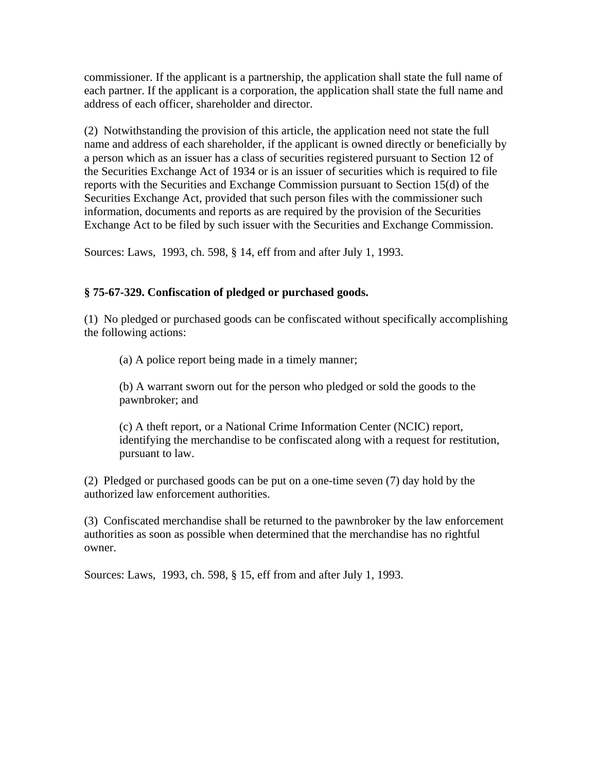commissioner. If the applicant is a partnership, the application shall state the full name of each partner. If the applicant is a corporation, the application shall state the full name and address of each officer, shareholder and director.

(2) Notwithstanding the provision of this article, the application need not state the full name and address of each shareholder, if the applicant is owned directly or beneficially by a person which as an issuer has a class of securities registered pursuant to Section 12 of the Securities Exchange Act of 1934 or is an issuer of securities which is required to file reports with the Securities and Exchange Commission pursuant to Section 15(d) of the Securities Exchange Act, provided that such person files with the commissioner such information, documents and reports as are required by the provision of the Securities Exchange Act to be filed by such issuer with the Securities and Exchange Commission.

Sources: Laws, 1993, ch. 598, § 14, eff from and after July 1, 1993.

**§ 75-67-329. Confiscation of pledged or purchased goods.**

(1) No pledged or purchased goods can be confiscated without specifically accomplishing the following actions:

(a) A police report being made in a timely manner;

(b) A warrant sworn out for the person who pledged or sold the goods to the pawnbroker; and

(c) A theft report, or a National Crime Information Center (NCIC) report, identifying the merchandise to be confiscated along with a request for restitution, pursuant to law.

(2) Pledged or purchased goods can be put on a one-time seven (7) day hold by the authorized law enforcement authorities.

(3) Confiscated merchandise shall be returned to the pawnbroker by the law enforcement authorities as soon as possible when determined that the merchandise has no rightful owner.

Sources: Laws, 1993, ch. 598, § 15, eff from and after July 1, 1993.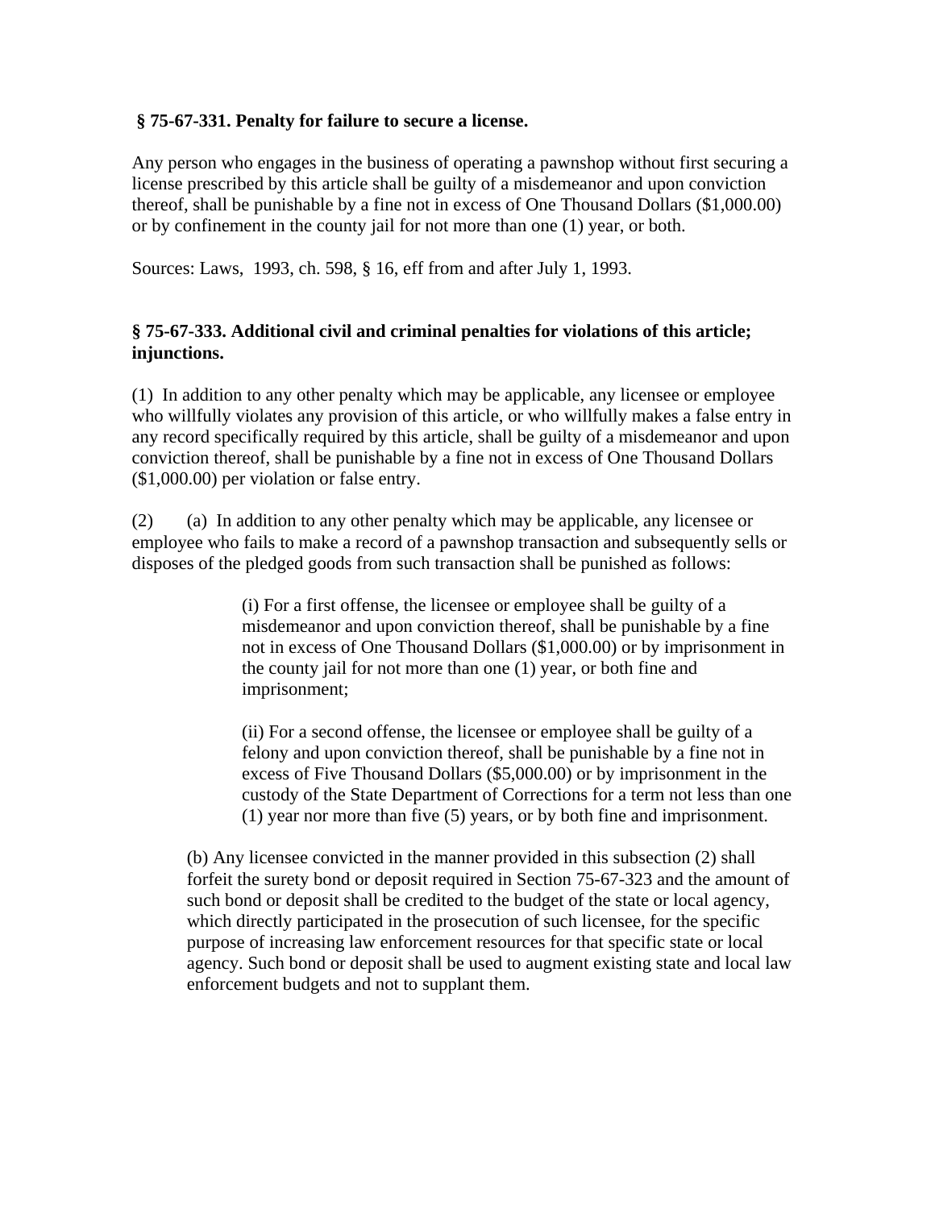**§ 75-67-331. Penalty for failure to secure a license.**

Any person who engages in the business of operating a pawnshop without first securing a license prescribed by this article shall be guilty of a misdemeanor and upon conviction thereof, shall be punishable by a fine not in excess of One Thousand Dollars ($1,000.00) or by confinement in the county jail for not more than one (1) year, or both.

Sources: Laws, 1993, ch. 598, § 16, eff from and after July 1, 1993.

**§ 75-67-333. Additional civil and criminal penalties for violations of this article; injunctions.**

(1) In addition to any other penalty which may be applicable, any licensee or employee who willfully violates any provision of this article, or who willfully makes a false entry in any record specifically required by this article, shall be guilty of a misdemeanor and upon conviction thereof, shall be punishable by a fine not in excess of One Thousand Dollars ($1,000.00) per violation or false entry.

(2) (a) In addition to any other penalty which may be applicable, any licensee or employee who fails to make a record of a pawnshop transaction and subsequently sells or disposes of the pledged goods from such transaction shall be punished as follows:

(i) For a first offense, the licensee or employee shall be guilty of a misdemeanor and upon conviction thereof, shall be punishable by a fine not in excess of One Thousand Dollars ($1,000.00) or by imprisonment in the county jail for not more than one (1) year, or both fine and imprisonment;

(ii) For a second offense, the licensee or employee shall be guilty of a felony and upon conviction thereof, shall be punishable by a fine not in excess of Five Thousand Dollars ($5,000.00) or by imprisonment in the custody of the State Department of Corrections for a term not less than one (1) year nor more than five (5) years, or by both fine and imprisonment.

(b) Any licensee convicted in the manner provided in this subsection (2) shall forfeit the surety bond or deposit required in Section 75-67-323 and the amount of such bond or deposit shall be credited to the budget of the state or local agency, which directly participated in the prosecution of such licensee, for the specific purpose of increasing law enforcement resources for that specific state or local agency. Such bond or deposit shall be used to augment existing state and local law enforcement budgets and not to supplant them.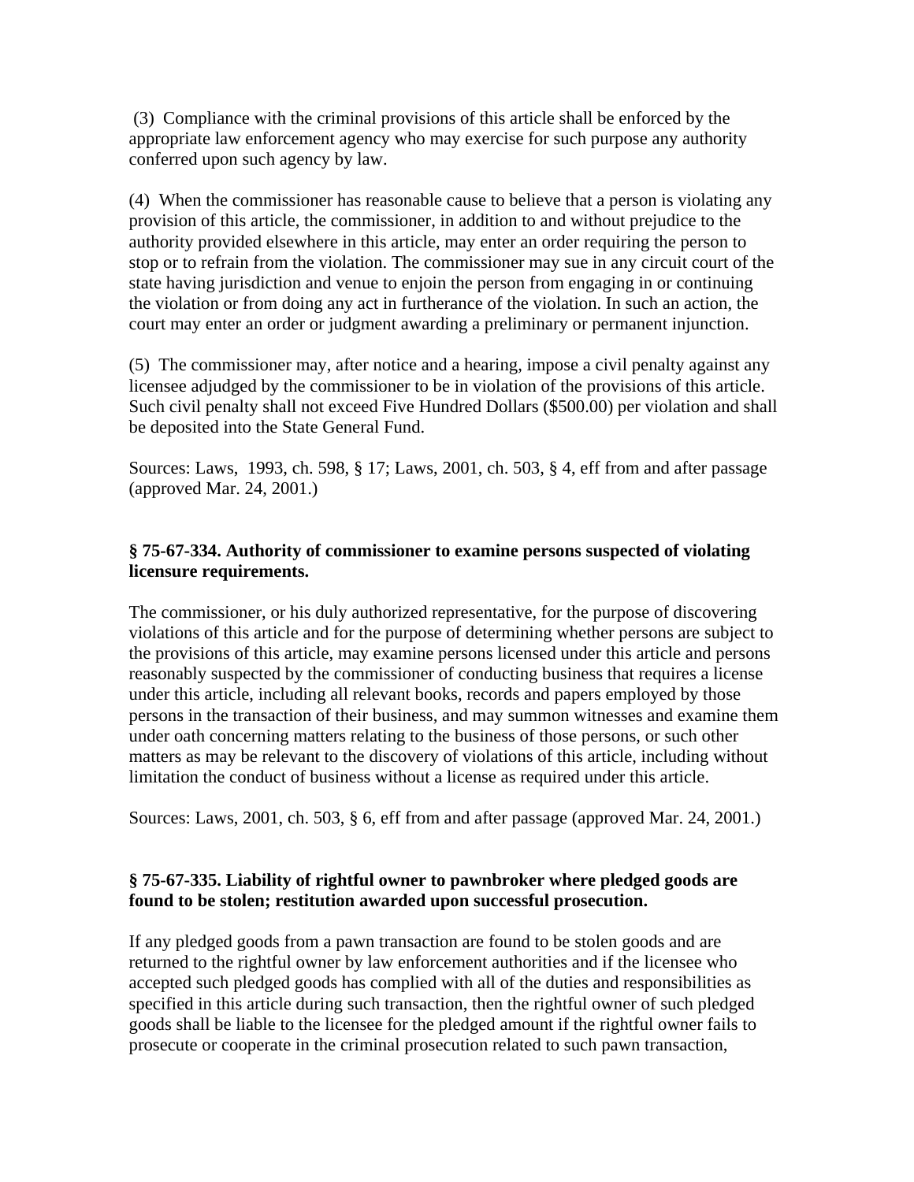(3) Compliance with the criminal provisions of this article shall be enforced by the appropriate law enforcement agency who may exercise for such purpose any authority conferred upon such agency by law.

(4) When the commissioner has reasonable cause to believe that a person is violating any provision of this article, the commissioner, in addition to and without prejudice to the authority provided elsewhere in this article, may enter an order requiring the person to stop or to refrain from the violation. The commissioner may sue in any circuit court of the state having jurisdiction and venue to enjoin the person from engaging in or continuing the violation or from doing any act in furtherance of the violation. In such an action, the court may enter an order or judgment awarding a preliminary or permanent injunction.

(5) The commissioner may, after notice and a hearing, impose a civil penalty against any licensee adjudged by the commissioner to be in violation of the provisions of this article. Such civil penalty shall not exceed Five Hundred Dollars ($500.00) per violation and shall be deposited into the State General Fund.

Sources: Laws, 1993, ch. 598, § 17; Laws, 2001, ch. 503, § 4, eff from and after passage (approved Mar. 24, 2001.)

**§ 75-67-334. Authority of commissioner to examine persons suspected of violating licensure requirements.**

The commissioner, or his duly authorized representative, for the purpose of discovering violations of this article and for the purpose of determining whether persons are subject to the provisions of this article, may examine persons licensed under this article and persons reasonably suspected by the commissioner of conducting business that requires a license under this article, including all relevant books, records and papers employed by those persons in the transaction of their business, and may summon witnesses and examine them under oath concerning matters relating to the business of those persons, or such other matters as may be relevant to the discovery of violations of this article, including without limitation the conduct of business without a license as required under this article.

Sources: Laws, 2001, ch. 503, § 6, eff from and after passage (approved Mar. 24, 2001.)

**§ 75-67-335. Liability of rightful owner to pawnbroker where pledged goods are found to be stolen; restitution awarded upon successful prosecution.**

If any pledged goods from a pawn transaction are found to be stolen goods and are returned to the rightful owner by law enforcement authorities and if the licensee who accepted such pledged goods has complied with all of the duties and responsibilities as specified in this article during such transaction, then the rightful owner of such pledged goods shall be liable to the licensee for the pledged amount if the rightful owner fails to prosecute or cooperate in the criminal prosecution related to such pawn transaction,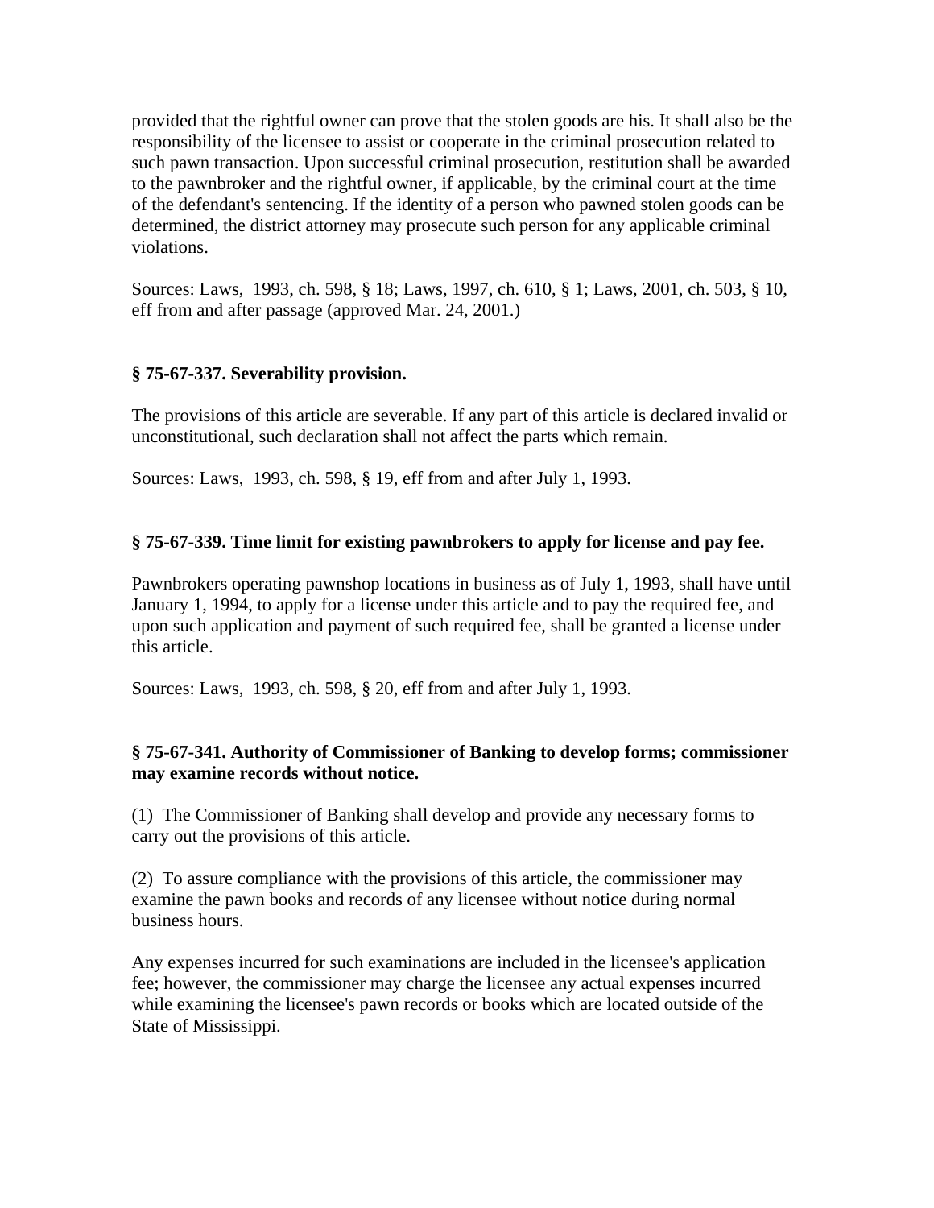provided that the rightful owner can prove that the stolen goods are his. It shall also be the responsibility of the licensee to assist or cooperate in the criminal prosecution related to such pawn transaction. Upon successful criminal prosecution, restitution shall be awarded to the pawnbroker and the rightful owner, if applicable, by the criminal court at the time of the defendant's sentencing. If the identity of a person who pawned stolen goods can be determined, the district attorney may prosecute such person for any applicable criminal violations.

Sources: Laws, 1993, ch. 598, § 18; Laws, 1997, ch. 610, § 1; Laws, 2001, ch. 503, § 10, eff from and after passage (approved Mar. 24, 2001.)

**§ 75-67-337. Severability provision.**

The provisions of this article are severable. If any part of this article is declared invalid or unconstitutional, such declaration shall not affect the parts which remain.

Sources: Laws, 1993, ch. 598, § 19, eff from and after July 1, 1993.

**§ 75-67-339. Time limit for existing pawnbrokers to apply for license and pay fee.**

Pawnbrokers operating pawnshop locations in business as of July 1, 1993, shall have until January 1, 1994, to apply for a license under this article and to pay the required fee, and upon such application and payment of such required fee, shall be granted a license under this article.

Sources: Laws, 1993, ch. 598, § 20, eff from and after July 1, 1993.

**§ 75-67-341. Authority of Commissioner of Banking to develop forms; commissioner may examine records without notice.**

(1) The Commissioner of Banking shall develop and provide any necessary forms to carry out the provisions of this article.

(2) To assure compliance with the provisions of this article, the commissioner may examine the pawn books and records of any licensee without notice during normal business hours.

Any expenses incurred for such examinations are included in the licensee's application fee; however, the commissioner may charge the licensee any actual expenses incurred while examining the licensee's pawn records or books which are located outside of the State of Mississippi.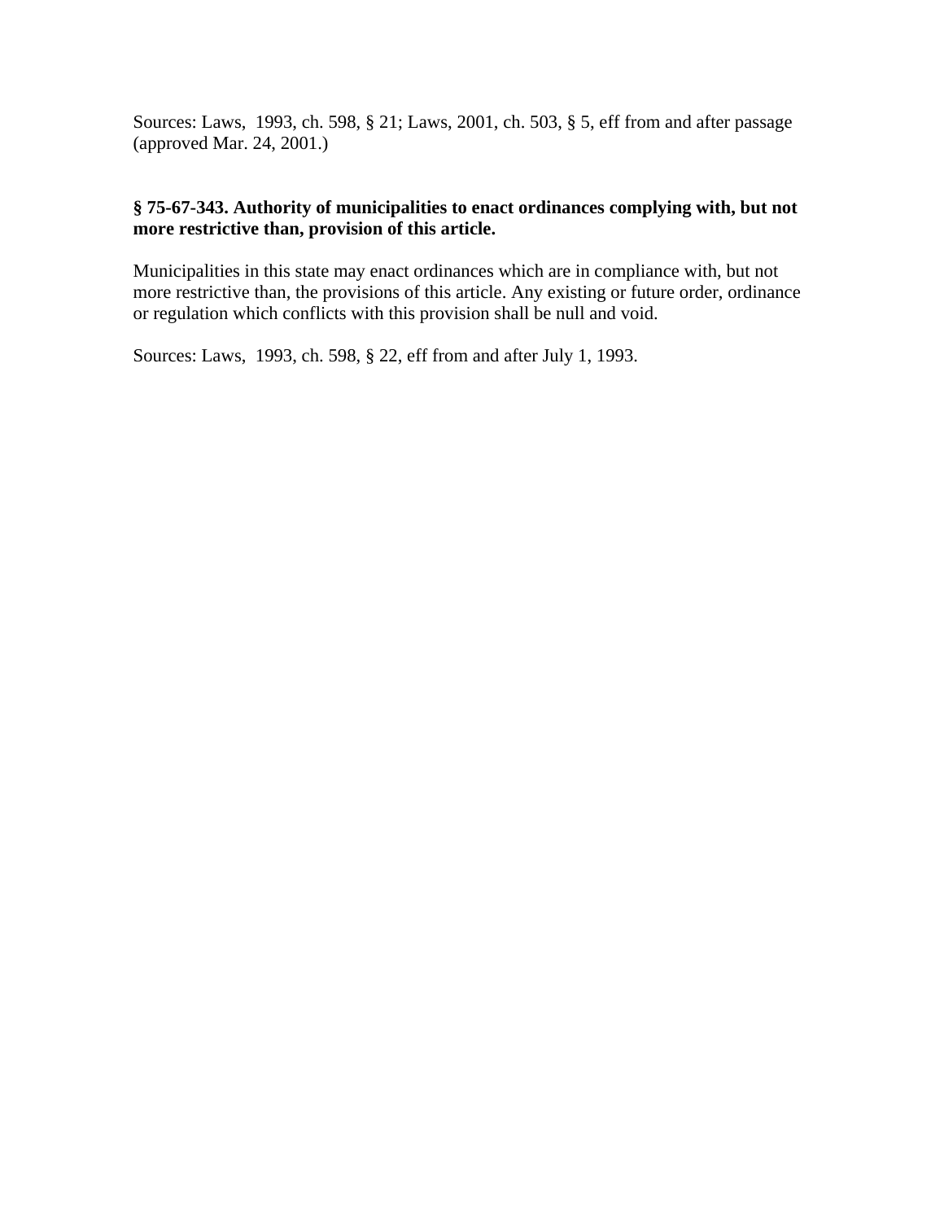Sources: Laws, 1993, ch. 598, § 21; Laws, 2001, ch. 503, § 5, eff from and after passage (approved Mar. 24, 2001.)

**§ 75-67-343. Authority of municipalities to enact ordinances complying with, but not more restrictive than, provision of this article.**

Municipalities in this state may enact ordinances which are in compliance with, but not more restrictive than, the provisions of this article. Any existing or future order, ordinance or regulation which conflicts with this provision shall be null and void.

Sources: Laws, 1993, ch. 598, § 22, eff from and after July 1, 1993.